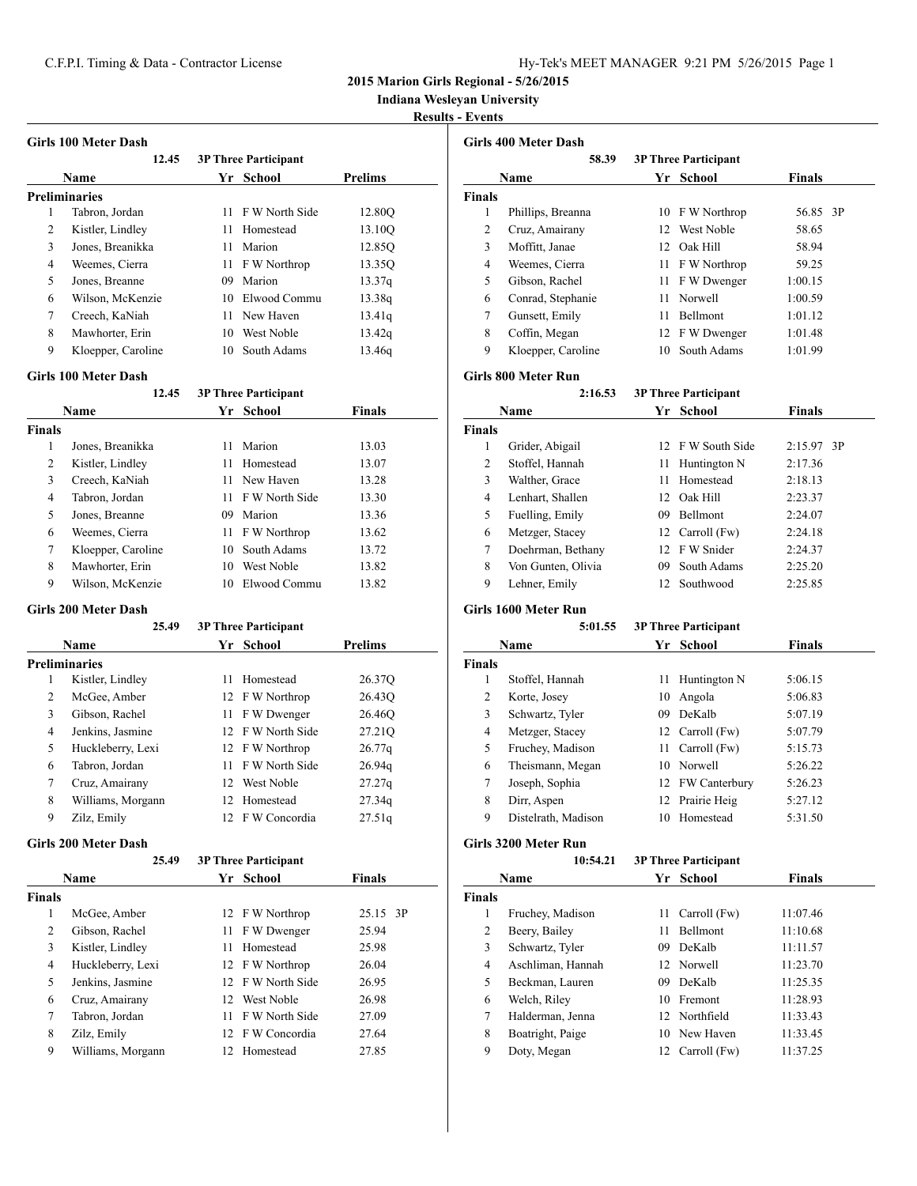**2015 Marion Girls Regional - 5/26/2015**

**Indiana Wesleyan University**

**Results - Events**

### Girls 100 Meter Dash

12.45 3P Three Participant

| | Name | Yr | School | Prelims |
|---|---|---|---|---|
| **Preliminaries** | | | | |
| 1 | Tabron, Jordan | 11 | F W North Side | 12.80Q |
| 2 | Kistler, Lindley | 11 | Homestead | 13.10Q |
| 3 | Jones, Breanikka | 11 | Marion | 12.85Q |
| 4 | Weemes, Cierra | 11 | F W Northrop | 13.35Q |
| 5 | Jones, Breanne | 09 | Marion | 13.37q |
| 6 | Wilson, McKenzie | 10 | Elwood Commu | 13.38q |
| 7 | Creech, KaNiah | 11 | New Haven | 13.41q |
| 8 | Mawhorter, Erin | 10 | West Noble | 13.42q |
| 9 | Kloepper, Caroline | 10 | South Adams | 13.46q |

### Girls 100 Meter Dash

12.45 3P Three Participant

| | Name | Yr | School | Finals |
|---|---|---|---|---|
| **Finals** | | | | |
| 1 | Jones, Breanikka | 11 | Marion | 13.03 |
| 2 | Kistler, Lindley | 11 | Homestead | 13.07 |
| 3 | Creech, KaNiah | 11 | New Haven | 13.28 |
| 4 | Tabron, Jordan | 11 | F W North Side | 13.30 |
| 5 | Jones, Breanne | 09 | Marion | 13.36 |
| 6 | Weemes, Cierra | 11 | F W Northrop | 13.62 |
| 7 | Kloepper, Caroline | 10 | South Adams | 13.72 |
| 8 | Mawhorter, Erin | 10 | West Noble | 13.82 |
| 9 | Wilson, McKenzie | 10 | Elwood Commu | 13.82 |

### Girls 200 Meter Dash

25.49 3P Three Participant

| | Name | Yr | School | Prelims |
|---|---|---|---|---|
| **Preliminaries** | | | | |
| 1 | Kistler, Lindley | 11 | Homestead | 26.37Q |
| 2 | McGee, Amber | 12 | F W Northrop | 26.43Q |
| 3 | Gibson, Rachel | 11 | F W Dwenger | 26.46Q |
| 4 | Jenkins, Jasmine | 12 | F W North Side | 27.21Q |
| 5 | Huckleberry, Lexi | 12 | F W Northrop | 26.77q |
| 6 | Tabron, Jordan | 11 | F W North Side | 26.94q |
| 7 | Cruz, Amairany | 12 | West Noble | 27.27q |
| 8 | Williams, Morgann | 12 | Homestead | 27.34q |
| 9 | Zilz, Emily | 12 | F W Concordia | 27.51q |

### Girls 200 Meter Dash

25.49 3P Three Participant

| | Name | Yr | School | Finals | |
|---|---|---|---|---|---|
| **Finals** | | | | | |
| 1 | McGee, Amber | 12 | F W Northrop | 25.15 | 3P |
| 2 | Gibson, Rachel | 11 | F W Dwenger | 25.94 | |
| 3 | Kistler, Lindley | 11 | Homestead | 25.98 | |
| 4 | Huckleberry, Lexi | 12 | F W Northrop | 26.04 | |
| 5 | Jenkins, Jasmine | 12 | F W North Side | 26.95 | |
| 6 | Cruz, Amairany | 12 | West Noble | 26.98 | |
| 7 | Tabron, Jordan | 11 | F W North Side | 27.09 | |
| 8 | Zilz, Emily | 12 | F W Concordia | 27.64 | |
| 9 | Williams, Morgann | 12 | Homestead | 27.85 | |

### Girls 400 Meter Dash

58.39 3P Three Participant

| | Name | Yr | School | Finals | |
|---|---|---|---|---|---|
| **Finals** | | | | | |
| 1 | Phillips, Breanna | 10 | F W Northrop | 56.85 | 3P |
| 2 | Cruz, Amairany | 12 | West Noble | 58.65 | |
| 3 | Moffitt, Janae | 12 | Oak Hill | 58.94 | |
| 4 | Weemes, Cierra | 11 | F W Northrop | 59.25 | |
| 5 | Gibson, Rachel | 11 | F W Dwenger | 1:00.15 | |
| 6 | Conrad, Stephanie | 11 | Norwell | 1:00.59 | |
| 7 | Gunsett, Emily | 11 | Bellmont | 1:01.12 | |
| 8 | Coffin, Megan | 12 | F W Dwenger | 1:01.48 | |
| 9 | Kloepper, Caroline | 10 | South Adams | 1:01.99 | |

### Girls 800 Meter Run

2:16.53 3P Three Participant

| | Name | Yr | School | Finals | |
|---|---|---|---|---|---|
| **Finals** | | | | | |
| 1 | Grider, Abigail | 12 | F W South Side | 2:15.97 | 3P |
| 2 | Stoffel, Hannah | 11 | Huntington N | 2:17.36 | |
| 3 | Walther, Grace | 11 | Homestead | 2:18.13 | |
| 4 | Lenhart, Shallen | 12 | Oak Hill | 2:23.37 | |
| 5 | Fuelling, Emily | 09 | Bellmont | 2:24.07 | |
| 6 | Metzger, Stacey | 12 | Carroll (Fw) | 2:24.18 | |
| 7 | Doehrman, Bethany | 12 | F W Snider | 2:24.37 | |
| 8 | Von Gunten, Olivia | 09 | South Adams | 2:25.20 | |
| 9 | Lehner, Emily | 12 | Southwood | 2:25.85 | |

### Girls 1600 Meter Run

5:01.55 3P Three Participant

| | Name | Yr | School | Finals |
|---|---|---|---|---|
| **Finals** | | | | |
| 1 | Stoffel, Hannah | 11 | Huntington N | 5:06.15 |
| 2 | Korte, Josey | 10 | Angola | 5:06.83 |
| 3 | Schwartz, Tyler | 09 | DeKalb | 5:07.19 |
| 4 | Metzger, Stacey | 12 | Carroll (Fw) | 5:07.79 |
| 5 | Fruchey, Madison | 11 | Carroll (Fw) | 5:15.73 |
| 6 | Theismann, Megan | 10 | Norwell | 5:26.22 |
| 7 | Joseph, Sophia | 12 | FW Canterbury | 5:26.23 |
| 8 | Dirr, Aspen | 12 | Prairie Heig | 5:27.12 |
| 9 | Distelrath, Madison | 10 | Homestead | 5:31.50 |

### Girls 3200 Meter Run

10:54.21 3P Three Participant

| | Name | Yr | School | Finals |
|---|---|---|---|---|
| **Finals** | | | | |
| 1 | Fruchey, Madison | 11 | Carroll (Fw) | 11:07.46 |
| 2 | Beery, Bailey | 11 | Bellmont | 11:10.68 |
| 3 | Schwartz, Tyler | 09 | DeKalb | 11:11.57 |
| 4 | Aschliman, Hannah | 12 | Norwell | 11:23.70 |
| 5 | Beckman, Lauren | 09 | DeKalb | 11:25.35 |
| 6 | Welch, Riley | 10 | Fremont | 11:28.93 |
| 7 | Halderman, Jenna | 12 | Northfield | 11:33.43 |
| 8 | Boatright, Paige | 10 | New Haven | 11:33.45 |
| 9 | Doty, Megan | 12 | Carroll (Fw) | 11:37.25 |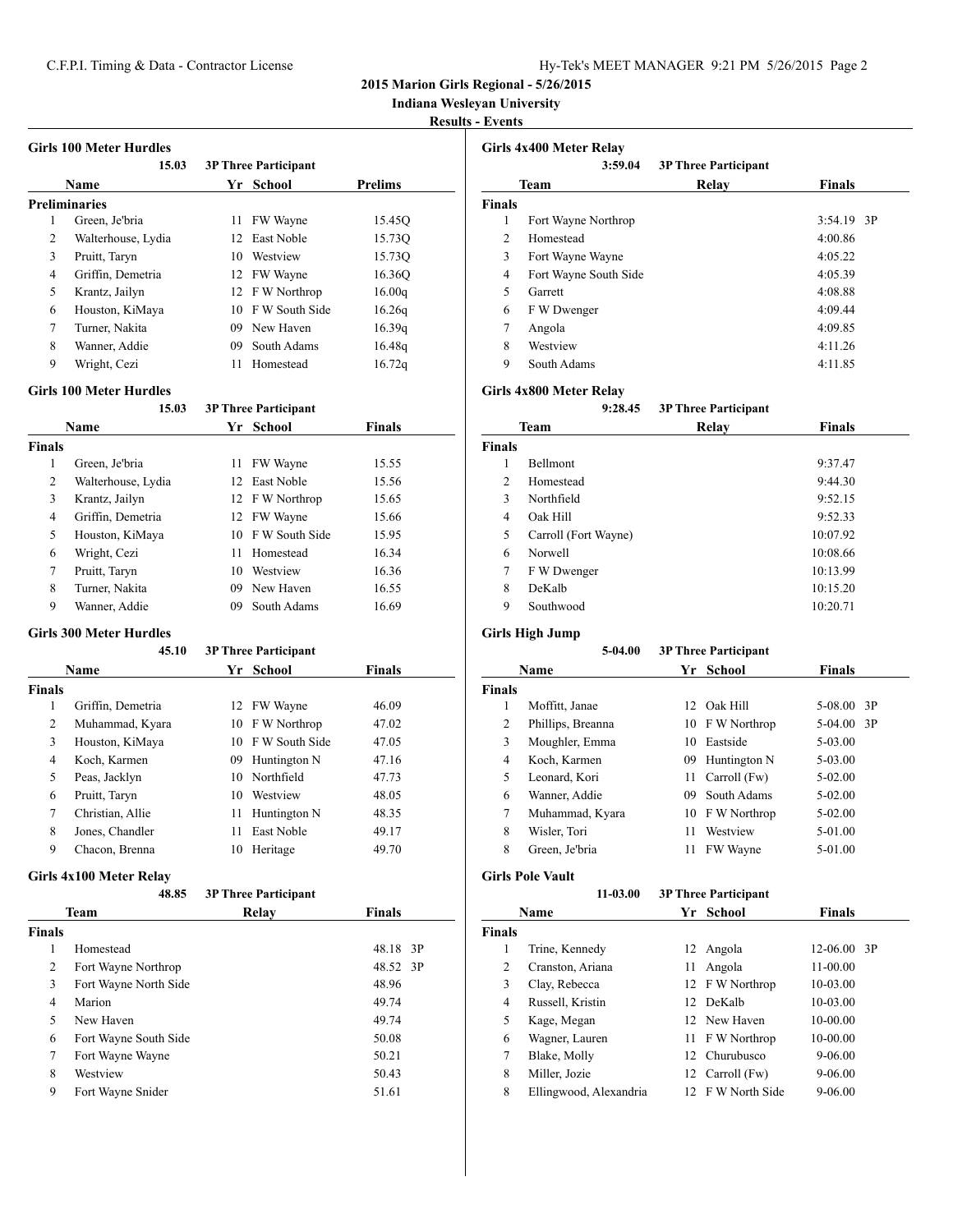**2015 Marion Girls Regional - 5/26/2015**

**Indiana Wesleyan University**

**Results - Events**

### Girls 100 Meter Hurdles

15.03 3P Three Participant

| | Name | Yr | School | Prelims |
|---|---|---|---|---|
| **Preliminaries** | | | | |
| 1 | Green, Je'bria | 11 | FW Wayne | 15.45Q |
| 2 | Walterhouse, Lydia | 12 | East Noble | 15.73Q |
| 3 | Pruitt, Taryn | 10 | Westview | 15.73Q |
| 4 | Griffin, Demetria | 12 | FW Wayne | 16.36Q |
| 5 | Krantz, Jailyn | 12 | F W Northrop | 16.00q |
| 6 | Houston, KiMaya | 10 | F W South Side | 16.26q |
| 7 | Turner, Nakita | 09 | New Haven | 16.39q |
| 8 | Wanner, Addie | 09 | South Adams | 16.48q |
| 9 | Wright, Cezi | 11 | Homestead | 16.72q |

### Girls 100 Meter Hurdles

15.03 3P Three Participant

| | Name | Yr | School | Finals |
|---|---|---|---|---|
| **Finals** | | | | |
| 1 | Green, Je'bria | 11 | FW Wayne | 15.55 |
| 2 | Walterhouse, Lydia | 12 | East Noble | 15.56 |
| 3 | Krantz, Jailyn | 12 | F W Northrop | 15.65 |
| 4 | Griffin, Demetria | 12 | FW Wayne | 15.66 |
| 5 | Houston, KiMaya | 10 | F W South Side | 15.95 |
| 6 | Wright, Cezi | 11 | Homestead | 16.34 |
| 7 | Pruitt, Taryn | 10 | Westview | 16.36 |
| 8 | Turner, Nakita | 09 | New Haven | 16.55 |
| 9 | Wanner, Addie | 09 | South Adams | 16.69 |

### Girls 300 Meter Hurdles

45.10 3P Three Participant

| | Name | Yr | School | Finals |
|---|---|---|---|---|
| **Finals** | | | | |
| 1 | Griffin, Demetria | 12 | FW Wayne | 46.09 |
| 2 | Muhammad, Kyara | 10 | F W Northrop | 47.02 |
| 3 | Houston, KiMaya | 10 | F W South Side | 47.05 |
| 4 | Koch, Karmen | 09 | Huntington N | 47.16 |
| 5 | Peas, Jacklyn | 10 | Northfield | 47.73 |
| 6 | Pruitt, Taryn | 10 | Westview | 48.05 |
| 7 | Christian, Allie | 11 | Huntington N | 48.35 |
| 8 | Jones, Chandler | 11 | East Noble | 49.17 |
| 9 | Chacon, Brenna | 10 | Heritage | 49.70 |

### Girls 4x100 Meter Relay

48.85 3P Three Participant

| | Team | Relay | Finals |
|---|---|---|---|
| **Finals** | | | |
| 1 | Homestead | | 48.18 3P |
| 2 | Fort Wayne Northrop | | 48.52 3P |
| 3 | Fort Wayne North Side | | 48.96 |
| 4 | Marion | | 49.74 |
| 5 | New Haven | | 49.74 |
| 6 | Fort Wayne South Side | | 50.08 |
| 7 | Fort Wayne Wayne | | 50.21 |
| 8 | Westview | | 50.43 |
| 9 | Fort Wayne Snider | | 51.61 |

### Girls 4x400 Meter Relay

3:59.04 3P Three Participant

| | Team | Relay | Finals |
|---|---|---|---|
| **Finals** | | | |
| 1 | Fort Wayne Northrop | | 3:54.19 3P |
| 2 | Homestead | | 4:00.86 |
| 3 | Fort Wayne Wayne | | 4:05.22 |
| 4 | Fort Wayne South Side | | 4:05.39 |
| 5 | Garrett | | 4:08.88 |
| 6 | F W Dwenger | | 4:09.44 |
| 7 | Angola | | 4:09.85 |
| 8 | Westview | | 4:11.26 |
| 9 | South Adams | | 4:11.85 |

### Girls 4x800 Meter Relay

9:28.45 3P Three Participant

| | Team | Relay | Finals |
|---|---|---|---|
| **Finals** | | | |
| 1 | Bellmont | | 9:37.47 |
| 2 | Homestead | | 9:44.30 |
| 3 | Northfield | | 9:52.15 |
| 4 | Oak Hill | | 9:52.33 |
| 5 | Carroll (Fort Wayne) | | 10:07.92 |
| 6 | Norwell | | 10:08.66 |
| 7 | F W Dwenger | | 10:13.99 |
| 8 | DeKalb | | 10:15.20 |
| 9 | Southwood | | 10:20.71 |

### Girls High Jump

5-04.00 3P Three Participant

| | Name | Yr | School | Finals |
|---|---|---|---|---|
| **Finals** | | | | |
| 1 | Moffitt, Janae | 12 | Oak Hill | 5-08.00 3P |
| 2 | Phillips, Breanna | 10 | F W Northrop | 5-04.00 3P |
| 3 | Moughler, Emma | 10 | Eastside | 5-03.00 |
| 4 | Koch, Karmen | 09 | Huntington N | 5-03.00 |
| 5 | Leonard, Kori | 11 | Carroll (Fw) | 5-02.00 |
| 6 | Wanner, Addie | 09 | South Adams | 5-02.00 |
| 7 | Muhammad, Kyara | 10 | F W Northrop | 5-02.00 |
| 8 | Wisler, Tori | 11 | Westview | 5-01.00 |
| 8 | Green, Je'bria | 11 | FW Wayne | 5-01.00 |

### Girls Pole Vault

11-03.00 3P Three Participant

| | Name | Yr | School | Finals |
|---|---|---|---|---|
| **Finals** | | | | |
| 1 | Trine, Kennedy | 12 | Angola | 12-06.00 3P |
| 2 | Cranston, Ariana | 11 | Angola | 11-00.00 |
| 3 | Clay, Rebecca | 12 | F W Northrop | 10-03.00 |
| 4 | Russell, Kristin | 12 | DeKalb | 10-03.00 |
| 5 | Kage, Megan | 12 | New Haven | 10-00.00 |
| 6 | Wagner, Lauren | 11 | F W Northrop | 10-00.00 |
| 7 | Blake, Molly | 12 | Churubusco | 9-06.00 |
| 8 | Miller, Jozie | 12 | Carroll (Fw) | 9-06.00 |
| 8 | Ellingwood, Alexandria | 12 | F W North Side | 9-06.00 |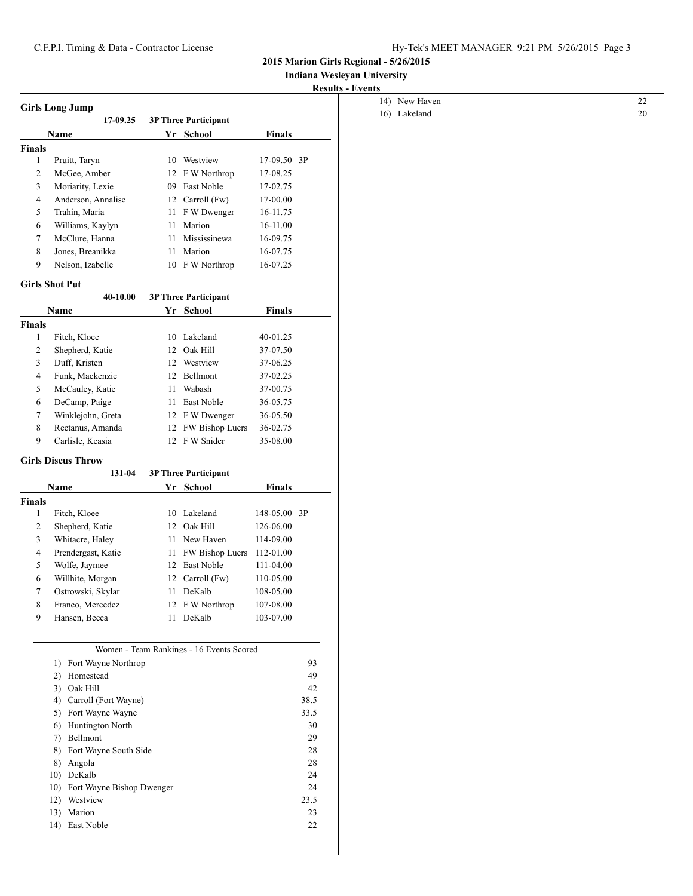## 2015 Marion Girls Regional - 5/26/2015

**Indiana Wesleyan University**

**Results - Events**

### Girls Long Jump

**17-09.25 3P Three Participant**

| | Name | Yr | School | Finals | |
|---|---|---|---|---|---|
| **Finals** | | | | | |
| 1 | Pruitt, Taryn | 10 | Westview | 17-09.50 | 3P |
| 2 | McGee, Amber | 12 | F W Northrop | 17-08.25 | |
| 3 | Moriarity, Lexie | 09 | East Noble | 17-02.75 | |
| 4 | Anderson, Annalise | 12 | Carroll (Fw) | 17-00.00 | |
| 5 | Trahin, Maria | 11 | F W Dwenger | 16-11.75 | |
| 6 | Williams, Kaylyn | 11 | Marion | 16-11.00 | |
| 7 | McClure, Hanna | 11 | Mississinewa | 16-09.75 | |
| 8 | Jones, Breanikka | 11 | Marion | 16-07.75 | |
| 9 | Nelson, Izabelle | 10 | F W Northrop | 16-07.25 | |

### Girls Shot Put

**40-10.00 3P Three Participant**

| | Name | Yr | School | Finals |
|---|---|---|---|---|
| **Finals** | | | | |
| 1 | Fitch, Kloee | 10 | Lakeland | 40-01.25 |
| 2 | Shepherd, Katie | 12 | Oak Hill | 37-07.50 |
| 3 | Duff, Kristen | 12 | Westview | 37-06.25 |
| 4 | Funk, Mackenzie | 12 | Bellmont | 37-02.25 |
| 5 | McCauley, Katie | 11 | Wabash | 37-00.75 |
| 6 | DeCamp, Paige | 11 | East Noble | 36-05.75 |
| 7 | Winklejohn, Greta | 12 | F W Dwenger | 36-05.50 |
| 8 | Rectanus, Amanda | 12 | FW Bishop Luers | 36-02.75 |
| 9 | Carlisle, Keasia | 12 | F W Snider | 35-08.00 |

### Girls Discus Throw

**131-04 3P Three Participant**

| | Name | Yr | School | Finals | |
|---|---|---|---|---|---|
| **Finals** | | | | | |
| 1 | Fitch, Kloee | 10 | Lakeland | 148-05.00 | 3P |
| 2 | Shepherd, Katie | 12 | Oak Hill | 126-06.00 | |
| 3 | Whitacre, Haley | 11 | New Haven | 114-09.00 | |
| 4 | Prendergast, Katie | 11 | FW Bishop Luers | 112-01.00 | |
| 5 | Wolfe, Jaymee | 12 | East Noble | 111-04.00 | |
| 6 | Willhite, Morgan | 12 | Carroll (Fw) | 110-05.00 | |
| 7 | Ostrowski, Skylar | 11 | DeKalb | 108-05.00 | |
| 8 | Franco, Mercedez | 12 | F W Northrop | 107-08.00 | |
| 9 | Hansen, Becca | 11 | DeKalb | 103-07.00 | |

### Women - Team Rankings - 16 Events Scored

| | | |
|---|---|---|
| 1) | Fort Wayne Northrop | 93 |
| 2) | Homestead | 49 |
| 3) | Oak Hill | 42 |
| 4) | Carroll (Fort Wayne) | 38.5 |
| 5) | Fort Wayne Wayne | 33.5 |
| 6) | Huntington North | 30 |
| 7) | Bellmont | 29 |
| 8) | Fort Wayne South Side | 28 |
| 8) | Angola | 28 |
| 10) | DeKalb | 24 |
| 10) | Fort Wayne Bishop Dwenger | 24 |
| 12) | Westview | 23.5 |
| 13) | Marion | 23 |
| 14) | East Noble | 22 |
| 14) | New Haven | 22 |
| 16) | Lakeland | 20 |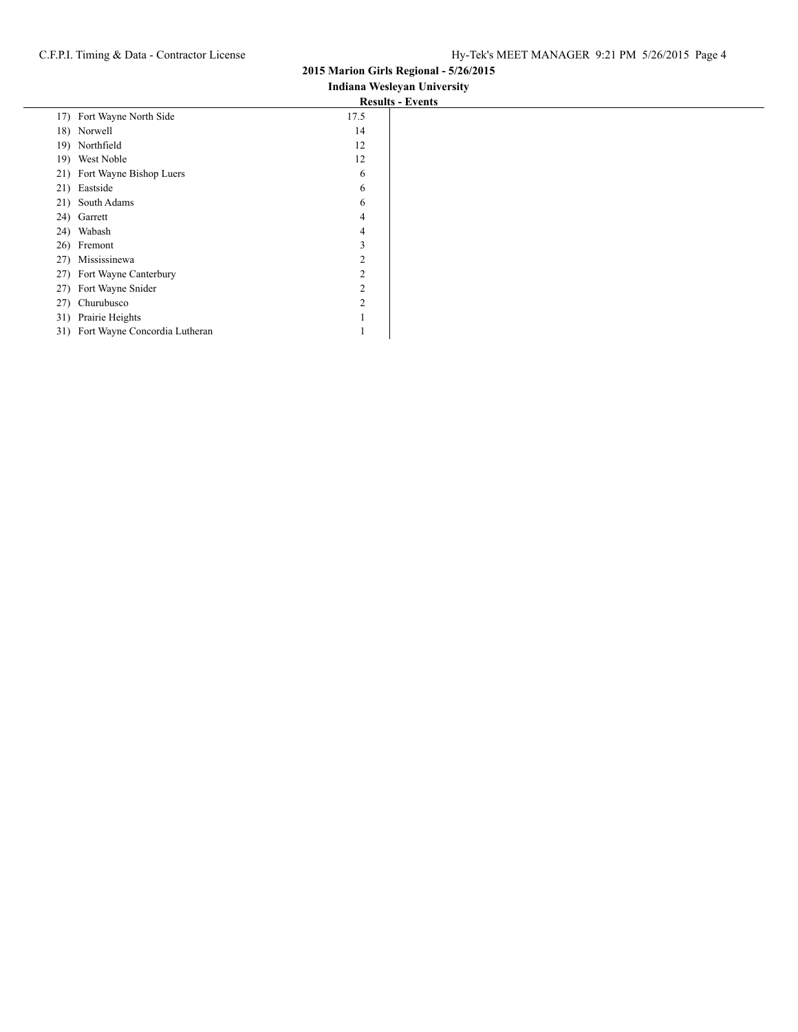## 2015 Marion Girls Regional - 5/26/2015

### Indiana Wesleyan University

### Results - Events

| | | |
|---|---|---|
| 17) | Fort Wayne North Side | 17.5 |
| 18) | Norwell | 14 |
| 19) | Northfield | 12 |
| 19) | West Noble | 12 |
| 21) | Fort Wayne Bishop Luers | 6 |
| 21) | Eastside | 6 |
| 21) | South Adams | 6 |
| 24) | Garrett | 4 |
| 24) | Wabash | 4 |
| 26) | Fremont | 3 |
| 27) | Mississinewa | 2 |
| 27) | Fort Wayne Canterbury | 2 |
| 27) | Fort Wayne Snider | 2 |
| 27) | Churubusco | 2 |
| 31) | Prairie Heights | 1 |
| 31) | Fort Wayne Concordia Lutheran | 1 |